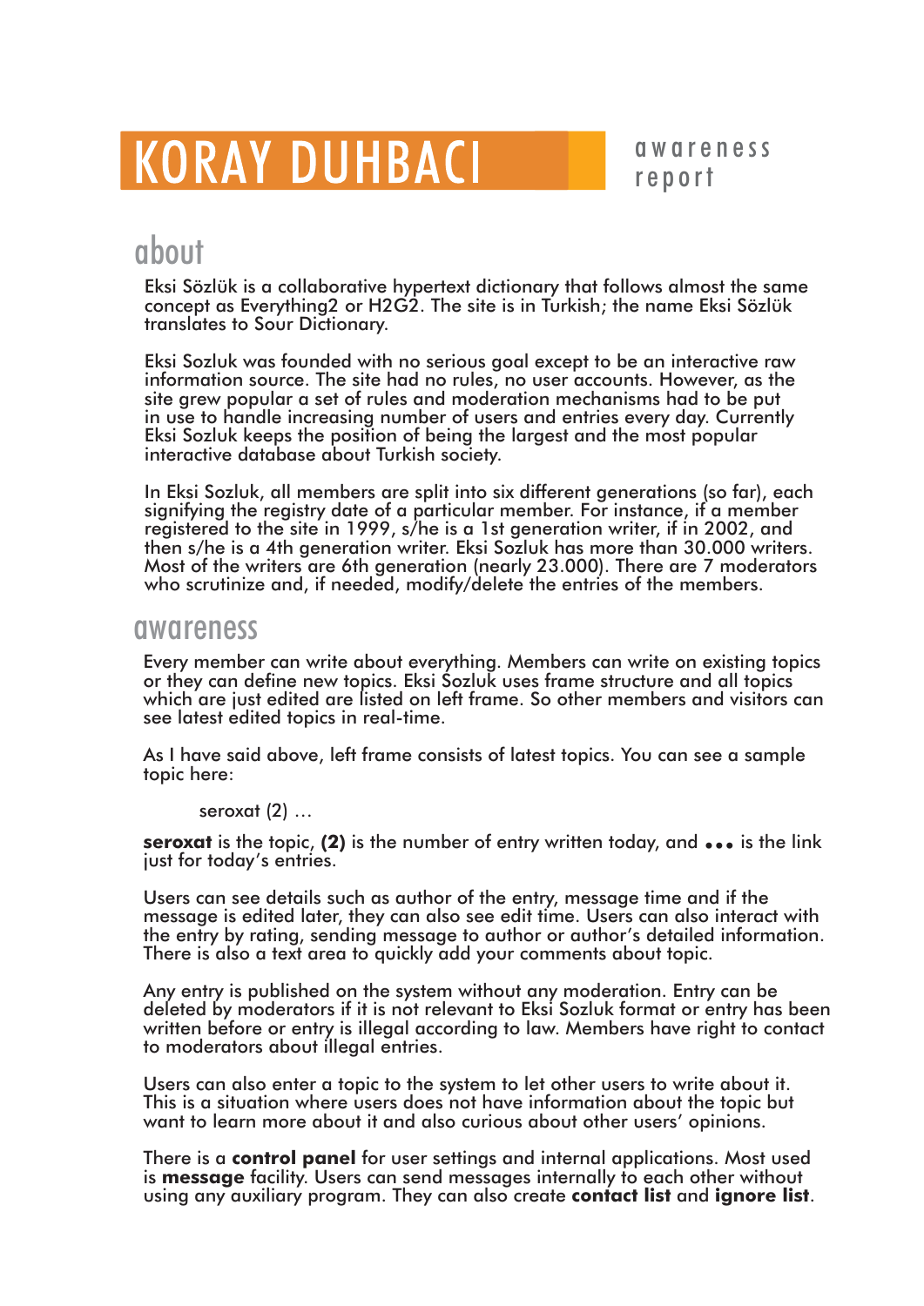// KORAY DUHBACI

awareness report

## about

Eksi Sözlük is a collaborative hypertext dictionary that follows almost the same concept as Everything2 or H2G2. The site is in Turkish; the name Eksi Sözlük translates to Sour Dictionary.

Eksi Sozluk was founded with no serious goal except to be an interactive raw information source. The site had no rules, no user accounts. However, as the site grew popular a set of rules and moderation mechanisms had to be put in use to handle increasing number of users and entries every day. Currently Eksi Sozluk keeps the position of being the largest and the most popular interactive database about Turkish society.

In Eksi Sozluk, all members are split into six different generations (so far), each signifying the registry date of a particular member. For instance, if a member registered to the site in 1999, s/he is a 1st generation writer, if in 2002, and then s/he is a 4th generation writer. Eksi Sozluk has more than 30.000 writers. Most of the writers are 6th generation (nearly 23.000). There are 7 moderators who scrutinize and, if needed, modify/delete the entries of the members.

## awareness

Every member can write about everything. Members can write on existing topics or they can define new topics. Eksi Sozluk uses frame structure and all topics which are just edited are listed on left frame. So other members and visitors can see latest edited topics in real-time.

As I have said above, left frame consists of latest topics. You can see a sample topic here:

> seroxat (2) …

**seroxat** is the topic, **(2)** is the number of entry written today, and **…** is the link just for today's entries.

Users can see details such as author of the entry, message time and if the message is edited later, they can also see edit time. Users can also interact with the entry by rating, sending message to author or author's detailed information. There is also a text area to quickly add your comments about topic.

Any entry is published on the system without any moderation. Entry can be deleted by moderators if it is not relevant to Eksi Sozluk format or entry has been written before or entry is illegal according to law. Members have right to contact to moderators about illegal entries.

Users can also enter a topic to the system to let other users to write about it. This is a situation where users does not have information about the topic but want to learn more about it and also curious about other users' opinions.

There is a **control panel** for user settings and internal applications. Most used is **message** facility. Users can send messages internally to each other without using any auxiliary program. They can also create **contact list** and **ignore list**.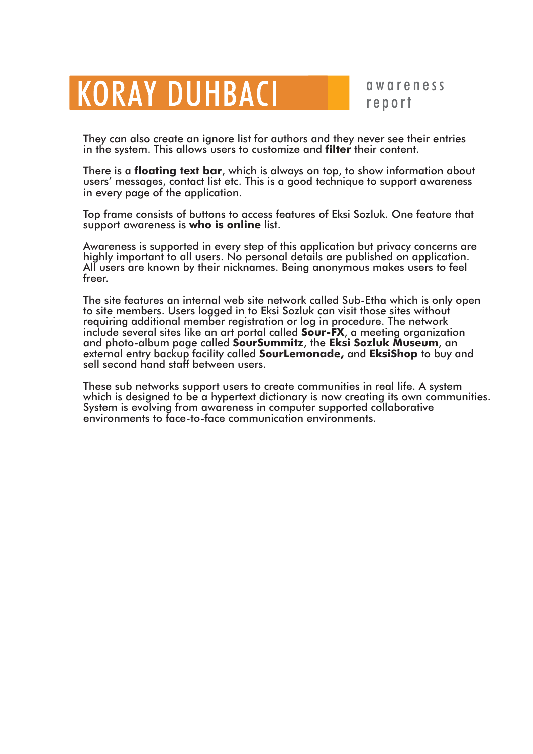They can also create an ignore list for authors and they never see their entries in the system. This allows users to customize and **filter** their content.

There is a **floating text bar**, which is always on top, to show information about users' messages, contact list etc. This is a good technique to support awareness in every page of the application.

Top frame consists of buttons to access features of Eksi Sozluk. One feature that support awareness is **who is online** list.

Awareness is supported in every step of this application but privacy concerns are highly important to all users. No personal details are published on application. All users are known by their nicknames. Being anonymous makes users to feel freer.

The site features an internal web site network called Sub-Etha which is only open to site members. Users logged in to Eksi Sozluk can visit those sites without requiring additional member registration or log in procedure. The network include several sites like an art portal called **Sour-FX**, a meeting organization and photo-album page called **SourSummitz**, the **Eksi Sozluk Museum**, an external entry backup facility called **SourLemonade,** and **EksiShop** to buy and sell second hand staff between users.

These sub networks support users to create communities in real life. A system which is designed to be a hypertext dictionary is now creating its own communities. System is evolving from awareness in computer supported collaborative environments to face-to-face communication environments.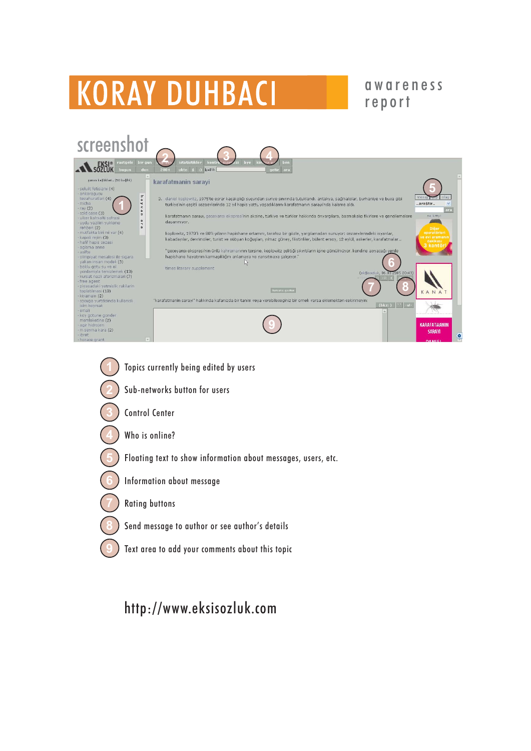# KORAY DUHBACI

awareness report

## screenshot

1. Topics currently being edited by users
2. Sub-networks button for users
3. Control Center
4. Who is online?
5. Floating text to show information about messages, users, etc.
6. Information about message
7. Rating buttons
8. Send message to author or see author's details
9. Text area to add your comments about this topic

http://www.eksisozluk.com